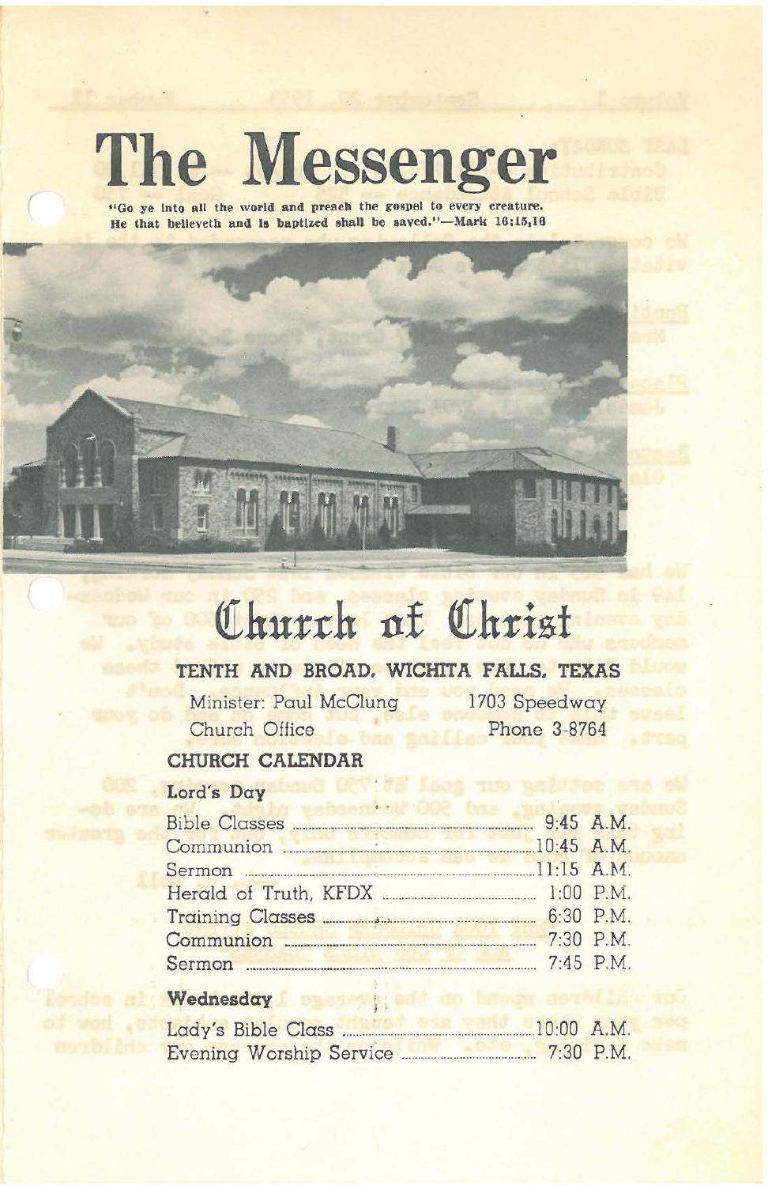# The Messenger

"Go ye into all the world and preach the gospel to every creature. He that believeth and is baptized shall be saved."—Mark 16:15,16

# Church of Christ

## TENTH AND BROAD, WICHITA FALLS, TEXAS

Minister: Paul McClung — 1703 Speedway

Church Office — Phone 3-8764

## CHURCH CALENDAR

### Lord's Day

| | |
|---|---|
| Bible Classes | 9:45 A.M. |
| Communion | 10:45 A.M. |
| Sermon | 11:15 A.M. |
| Herald of Truth, KFDX | 1:00 P.M. |
| Training Classes | 6:30 P.M. |
| Communion | 7:30 P.M. |
| Sermon | 7:45 P.M. |

### Wednesday

| | |
|---|---|
| Lady's Bible Class | 10:00 A.M. |
| Evening Worship Service | 7:30 P.M. |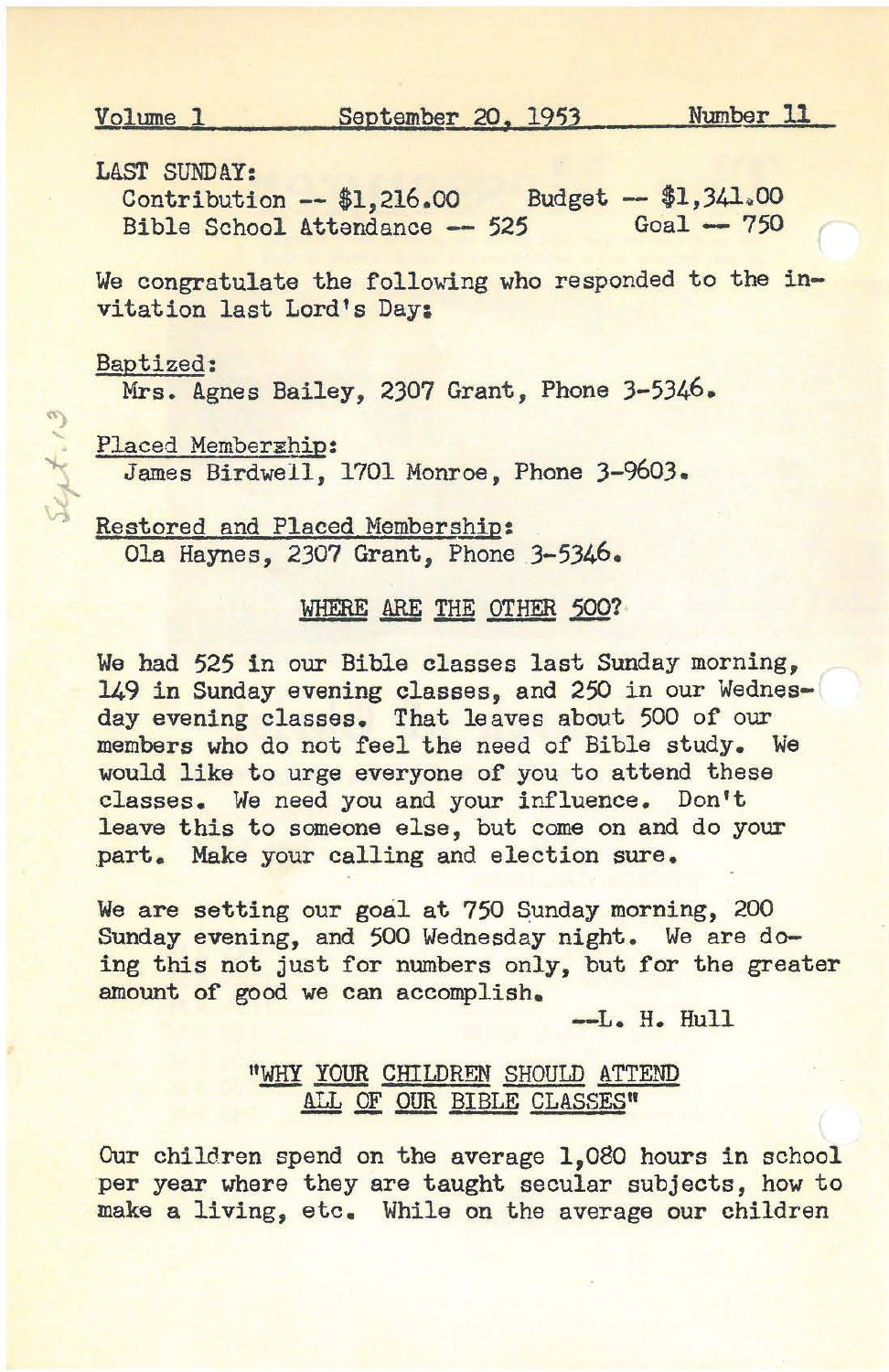Volume 1 September 20, 1953 Number 11

LAST SUNDAY:
Contribution -- $1,216.00 Budget -- $1,341.00
Bible School Attendance -- 525 Goal -- 750

We congratulate the following who responded to the invitation last Lord's Day:

Baptized:
Mrs. Agnes Bailey, 2307 Grant, Phone 3-5346.

Placed Membership:
James Birdwell, 1701 Monroe, Phone 3-9603.

Restored and Placed Membership:
Ola Haynes, 2307 Grant, Phone 3-5346.

## WHERE ARE THE OTHER 500?

We had 525 in our Bible classes last Sunday morning, 149 in Sunday evening classes, and 250 in our Wednesday evening classes. That leaves about 500 of our members who do not feel the need of Bible study. We would like to urge everyone of you to attend these classes. We need you and your influence. Don't leave this to someone else, but come on and do your part. Make your calling and election sure.

We are setting our goal at 750 Sunday morning, 200 Sunday evening, and 500 Wednesday night. We are doing this not just for numbers only, but for the greater amount of good we can accomplish.

--L. H. Hull

## "WHY YOUR CHILDREN SHOULD ATTEND ALL OF OUR BIBLE CLASSES"

Our children spend on the average 1,080 hours in school per year where they are taught secular subjects, how to make a living, etc. While on the average our children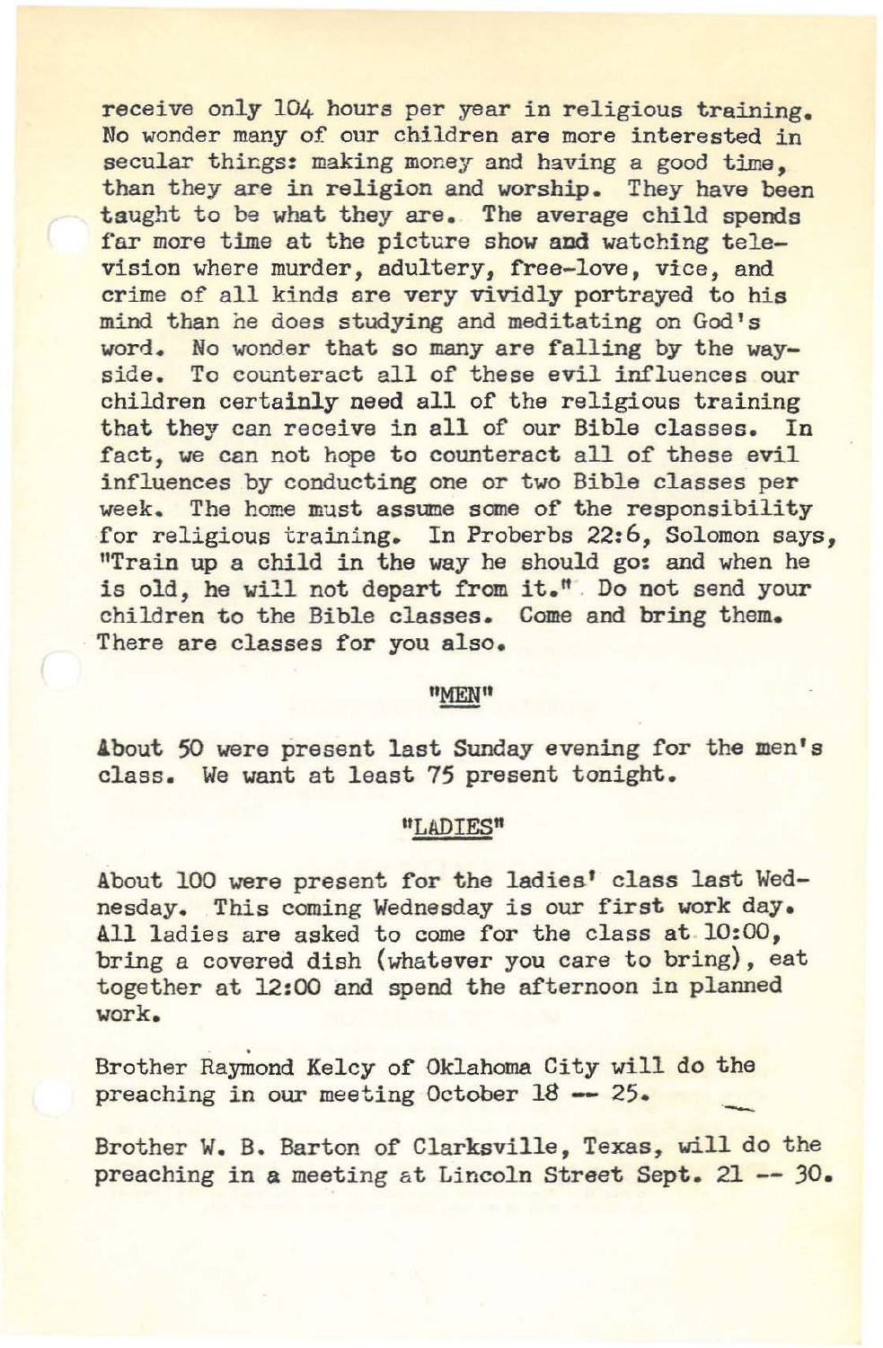receive only 104 hours per year in religious training. No wonder many of our children are more interested in secular things: making money and having a good time, than they are in religion and worship. They have been taught to be what they are. The average child spends far more time at the picture show and watching television where murder, adultery, free-love, vice, and crime of all kinds are very vividly portrayed to his mind than he does studying and meditating on God's word. No wonder that so many are falling by the wayside. To counteract all of these evil influences our children certainly need all of the religious training that they can receive in all of our Bible classes. In fact, we can not hope to counteract all of these evil influences by conducting one or two Bible classes per week. The home must assume some of the responsibility for religious training. In Proberbs 22:6, Solomon says, "Train up a child in the way he should go: and when he is old, he will not depart from it." Do not send your children to the Bible classes. Come and bring them. There are classes for you also.

"MEN"

About 50 were present last Sunday evening for the men's class. We want at least 75 present tonight.

"LADIES"

About 100 were present for the ladies' class last Wednesday. This coming Wednesday is our first work day. All ladies are asked to come for the class at 10:00, bring a covered dish (whatever you care to bring), eat together at 12:00 and spend the afternoon in planned work.

Brother Raymond Kelcy of Oklahoma City will do the preaching in our meeting October 18 -- 25.

Brother W. B. Barton of Clarksville, Texas, will do the preaching in a meeting at Lincoln Street Sept. 21 -- 30.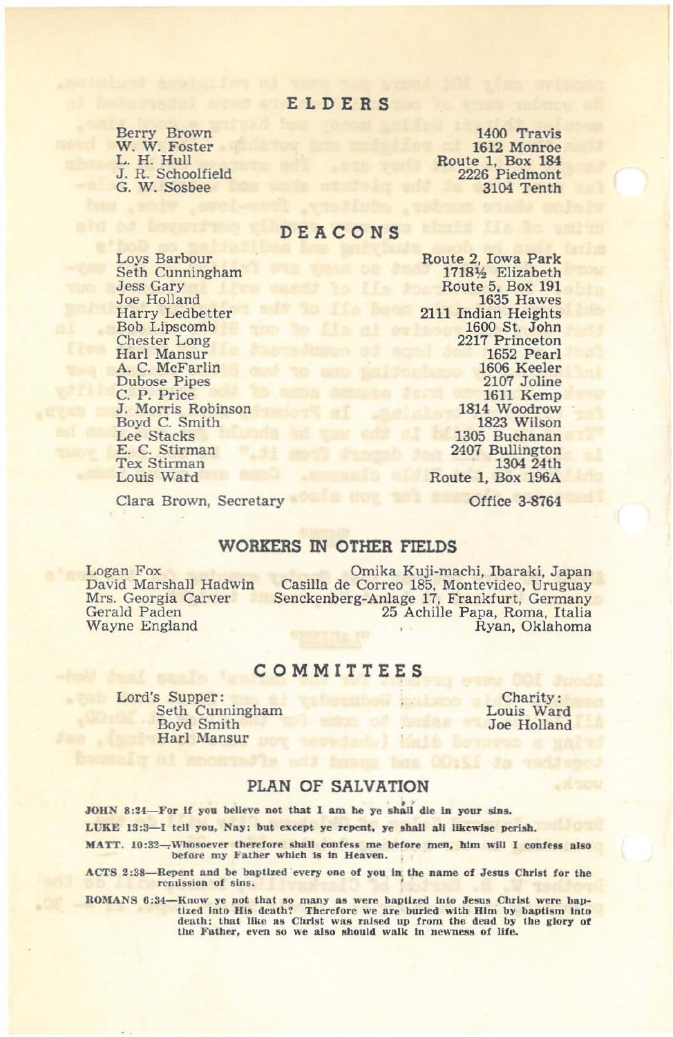## ELDERS

| | |
|---|---|
| Berry Brown | 1400 Travis |
| W. W. Foster | 1612 Monroe |
| L. H. Hull | Route 1, Box 184 |
| J. R. Schoolfield | 2226 Piedmont |
| G. W. Sosbee | 3104 Tenth |

## DEACONS

| | |
|---|---|
| Loys Barbour | Route 2, Iowa Park |
| Seth Cunningham | 1718½ Elizabeth |
| Jess Gary | Route 5, Box 191 |
| Joe Holland | 1635 Hawes |
| Harry Ledbetter | 2111 Indian Heights |
| Bob Lipscomb | 1600 St. John |
| Chester Long | 2217 Princeton |
| Harl Mansur | 1652 Pearl |
| A. C. McFarlin | 1606 Keeler |
| Dubose Pipes | 2107 Joline |
| C. P. Price | 1611 Kemp |
| J. Morris Robinson | 1814 Woodrow |
| Boyd C. Smith | 1823 Wilson |
| Lee Stacks | 1305 Buchanan |
| E. C. Stirman | 2407 Bullington |
| Tex Stirman | 1304 24th |
| Louis Ward | Route 1, Box 196A |

Clara Brown, Secretary — Office 3-8764

## WORKERS IN OTHER FIELDS

| | |
|---|---|
| Logan Fox | Omika Kuji-machi, Ibaraki, Japan |
| David Marshall Hadwin | Casilla de Correo 185, Montevideo, Uruguay |
| Mrs. Georgia Carver | Senckenberg-Anlage 17, Frankfurt, Germany |
| Gerald Paden | 25 Achille Papa, Roma, Italia |
| Wayne England | Ryan, Oklahoma |

## COMMITTEES

**Lord's Supper:**
- Seth Cunningham
- Boyd Smith
- Harl Mansur

**Charity:**
- Louis Ward
- Joe Holland

## PLAN OF SALVATION

**JOHN 8:24**—For if you believe not that I am he ye shall die in your sins.

**LUKE 13:3**—I tell you, Nay: but except ye repent, ye shall all likewise perish.

**MATT. 10:32**—Whosoever therefore shall confess me before men, him will I confess also before my Father which is in Heaven.

**ACTS 2:38**—Repent and be baptized every one of you in the name of Jesus Christ for the remission of sins.

**ROMANS 6:34**—Know ye not that so many as were baptized into Jesus Christ were baptized into His death? Therefore we are buried with Him by baptism into death: that like as Christ was raised up from the dead by the glory of the Father, even so we also should walk in newness of life.